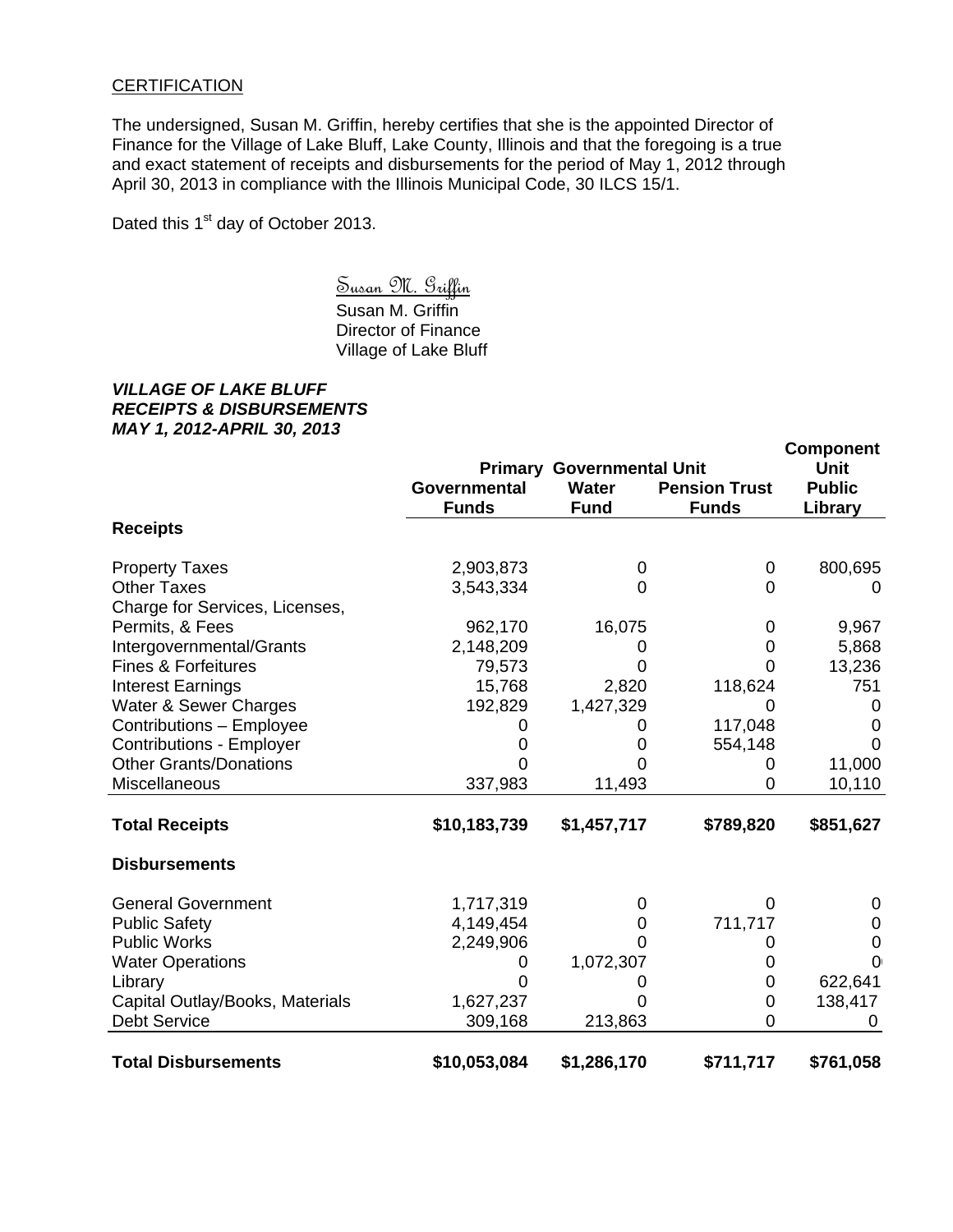CERTIFICATION

The undersigned, Susan M. Griffin, hereby certifies that she is the appointed Director of Finance for the Village of Lake Bluff, Lake County, Illinois and that the foregoing is a true and exact statement of receipts and disbursements for the period of May 1, 2012 through April 30, 2013 in compliance with the Illinois Municipal Code, 30 ILCS 15/1.

Dated this 1st day of October 2013.

Susan M. Griffin
Susan M. Griffin
Director of Finance
Village of Lake Bluff

***VILLAGE OF LAKE BLUFF***
***RECEIPTS & DISBURSEMENTS***
***MAY 1, 2012-APRIL 30, 2013***

| | Primary Governmental Unit | | | Component Unit |
|---|---|---|---|---|
| | **Governmental Funds** | **Water Fund** | **Pension Trust Funds** | **Public Library** |
| **Receipts** | | | | |
| Property Taxes | 2,903,873 | 0 | 0 | 800,695 |
| Other Taxes | 3,543,334 | 0 | 0 | 0 |
| Charge for Services, Licenses, Permits, & Fees | 962,170 | 16,075 | 0 | 9,967 |
| Intergovernmental/Grants | 2,148,209 | 0 | 0 | 5,868 |
| Fines & Forfeitures | 79,573 | 0 | 0 | 13,236 |
| Interest Earnings | 15,768 | 2,820 | 118,624 | 751 |
| Water & Sewer Charges | 192,829 | 1,427,329 | 0 | 0 |
| Contributions – Employee | 0 | 0 | 117,048 | 0 |
| Contributions - Employer | 0 | 0 | 554,148 | 0 |
| Other Grants/Donations | 0 | 0 | 0 | 11,000 |
| Miscellaneous | 337,983 | 11,493 | 0 | 10,110 |
| **Total Receipts** | **$10,183,739** | **$1,457,717** | **$789,820** | **$851,627** |
| **Disbursements** | | | | |
| General Government | 1,717,319 | 0 | 0 | 0 |
| Public Safety | 4,149,454 | 0 | 711,717 | 0 |
| Public Works | 2,249,906 | 0 | 0 | 0 |
| Water Operations | 0 | 1,072,307 | 0 | 0 |
| Library | 0 | 0 | 0 | 622,641 |
| Capital Outlay/Books, Materials | 1,627,237 | 0 | 0 | 138,417 |
| Debt Service | 309,168 | 213,863 | 0 | 0 |
| **Total Disbursements** | **$10,053,084** | **$1,286,170** | **$711,717** | **$761,058** |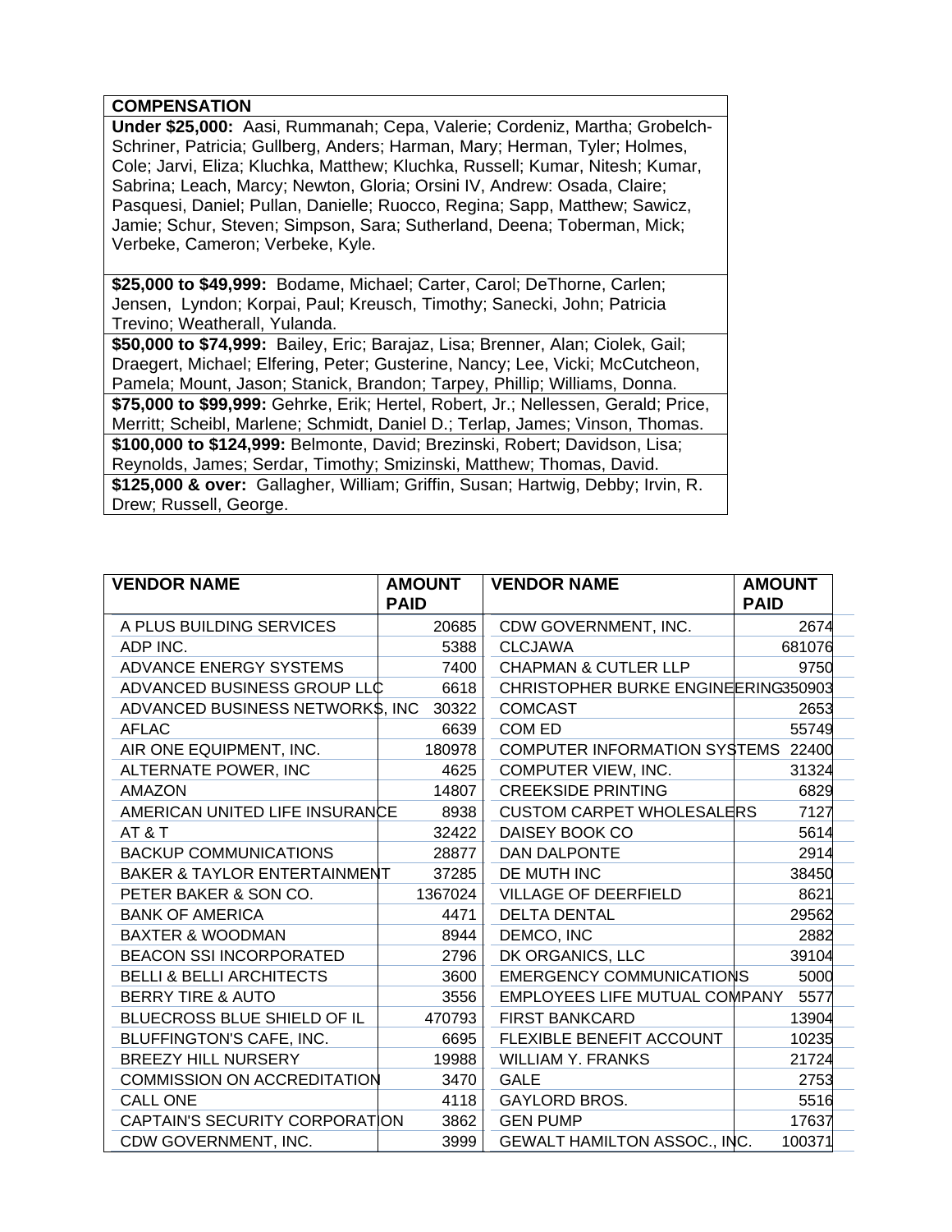| COMPENSATION |
|---|
| **Under $25,000:** Aasi, Rummanah; Cepa, Valerie; Cordeniz, Martha; Grobelch-Schriner, Patricia; Gullberg, Anders; Harman, Mary; Herman, Tyler; Holmes, Cole; Jarvi, Eliza; Kluchka, Matthew; Kluchka, Russell; Kumar, Nitesh; Kumar, Sabrina; Leach, Marcy; Newton, Gloria; Orsini IV, Andrew: Osada, Claire; Pasquesi, Daniel; Pullan, Danielle; Ruocco, Regina; Sapp, Matthew; Sawicz, Jamie; Schur, Steven; Simpson, Sara; Sutherland, Deena; Toberman, Mick; Verbeke, Cameron; Verbeke, Kyle. |
| **$25,000 to $49,999:** Bodame, Michael; Carter, Carol; DeThorne, Carlen; Jensen, Lyndon; Korpai, Paul; Kreusch, Timothy; Sanecki, John; Patricia Trevino; Weatherall, Yulanda. |
| **$50,000 to $74,999:** Bailey, Eric; Barajaz, Lisa; Brenner, Alan; Ciolek, Gail; Draegert, Michael; Elfering, Peter; Gusterine, Nancy; Lee, Vicki; McCutcheon, Pamela; Mount, Jason; Stanick, Brandon; Tarpey, Phillip; Williams, Donna. |
| **$75,000 to $99,999:** Gehrke, Erik; Hertel, Robert, Jr.; Nellessen, Gerald; Price, Merritt; Scheibl, Marlene; Schmidt, Daniel D.; Terlap, James; Vinson, Thomas. |
| **$100,000 to $124,999:** Belmonte, David; Brezinski, Robert; Davidson, Lisa; Reynolds, James; Serdar, Timothy; Smizinski, Matthew; Thomas, David. |
| **$125,000 & over:** Gallagher, William; Griffin, Susan; Hartwig, Debby; Irvin, R. Drew; Russell, George. |

| VENDOR NAME | AMOUNT PAID |
|---|---|
| A PLUS BUILDING SERVICES | 20685 |
| ADP INC. | 5388 |
| ADVANCE ENERGY SYSTEMS | 7400 |
| ADVANCED BUSINESS GROUP LLC | 6618 |
| ADVANCED BUSINESS NETWORKS, INC | 30322 |
| AFLAC | 6639 |
| AIR ONE EQUIPMENT, INC. | 180978 |
| ALTERNATE POWER, INC | 4625 |
| AMAZON | 14807 |
| AMERICAN UNITED LIFE INSURANCE | 8938 |
| AT & T | 32422 |
| BACKUP COMMUNICATIONS | 28877 |
| BAKER & TAYLOR ENTERTAINMENT | 37285 |
| PETER BAKER & SON CO. | 1367024 |
| BANK OF AMERICA | 4471 |
| BAXTER & WOODMAN | 8944 |
| BEACON SSI INCORPORATED | 2796 |
| BELLI & BELLI ARCHITECTS | 3600 |
| BERRY TIRE & AUTO | 3556 |
| BLUECROSS BLUE SHIELD OF IL | 470793 |
| BLUFFINGTON'S CAFE, INC. | 6695 |
| BREEZY HILL NURSERY | 19988 |
| COMMISSION ON ACCREDITATION | 3470 |
| CALL ONE | 4118 |
| CAPTAIN'S SECURITY CORPORATION | 3862 |
| CDW GOVERNMENT, INC. | 3999 |
| CDW GOVERNMENT, INC. | 2674 |
| CLCJAWA | 681076 |
| CHAPMAN & CUTLER LLP | 9750 |
| CHRISTOPHER BURKE ENGINEERING | 350903 |
| COMCAST | 2653 |
| COM ED | 55749 |
| COMPUTER INFORMATION SYSTEMS | 22400 |
| COMPUTER VIEW, INC. | 31324 |
| CREEKSIDE PRINTING | 6829 |
| CUSTOM CARPET WHOLESALERS | 7127 |
| DAISEY BOOK CO | 5614 |
| DAN DALPONTE | 2914 |
| DE MUTH INC | 38450 |
| VILLAGE OF DEERFIELD | 8621 |
| DELTA DENTAL | 29562 |
| DEMCO, INC | 2882 |
| DK ORGANICS, LLC | 39104 |
| EMERGENCY COMMUNICATIONS | 5000 |
| EMPLOYEES LIFE MUTUAL COMPANY | 5577 |
| FIRST BANKCARD | 13904 |
| FLEXIBLE BENEFIT ACCOUNT | 10235 |
| WILLIAM Y. FRANKS | 21724 |
| GALE | 2753 |
| GAYLORD BROS. | 5516 |
| GEN PUMP | 17637 |
| GEWALT HAMILTON ASSOC., INC. | 100371 |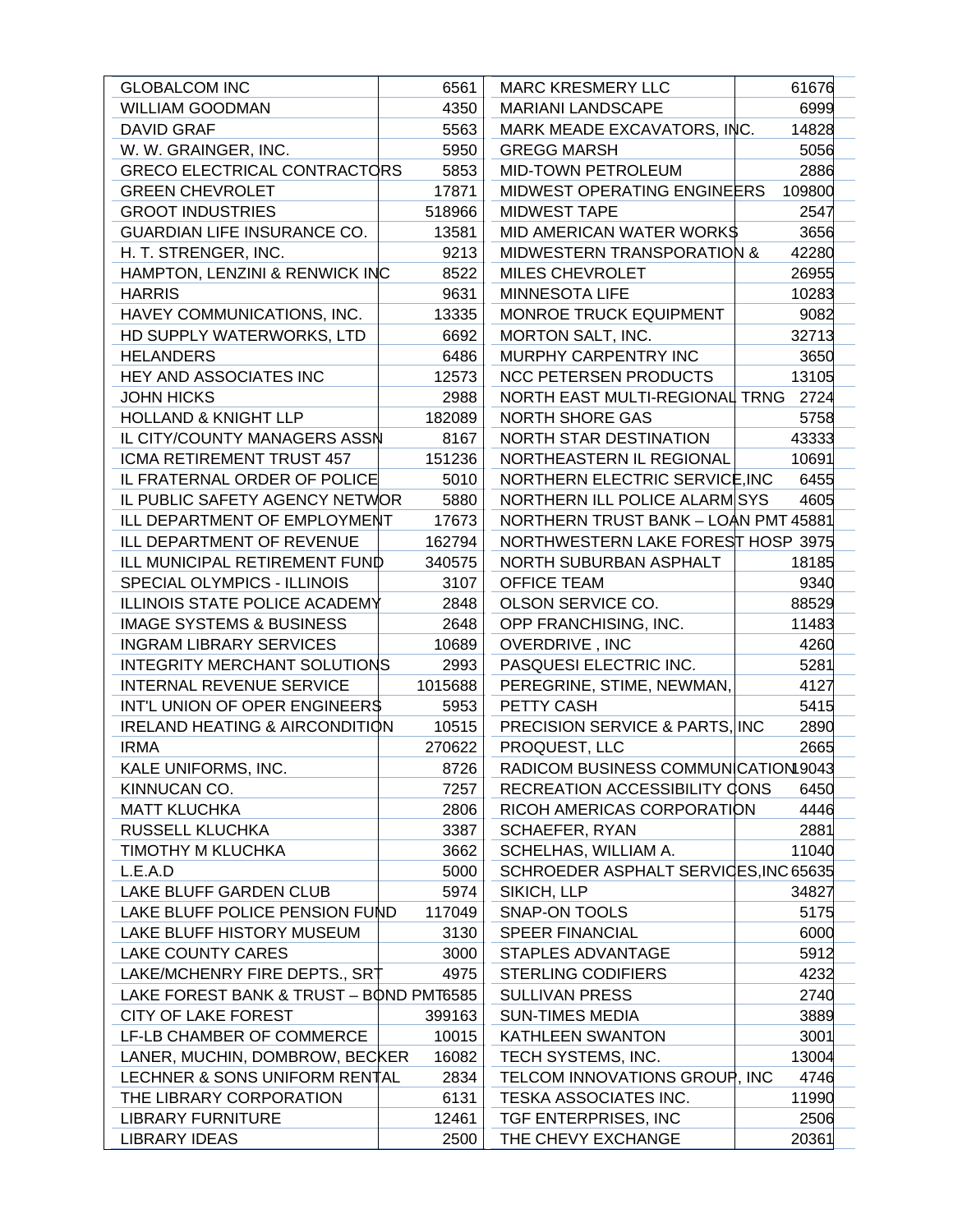| | | | |
|---|---|---|---|
| GLOBALCOM INC | 6561 | MARC KRESMERY LLC | 61676 |
| WILLIAM GOODMAN | 4350 | MARIANI LANDSCAPE | 6999 |
| DAVID GRAF | 5563 | MARK MEADE EXCAVATORS, INC. | 14828 |
| W. W. GRAINGER, INC. | 5950 | GREGG MARSH | 5056 |
| GRECO ELECTRICAL CONTRACTORS | 5853 | MID-TOWN PETROLEUM | 2886 |
| GREEN CHEVROLET | 17871 | MIDWEST OPERATING ENGINEERS | 109800 |
| GROOT INDUSTRIES | 518966 | MIDWEST TAPE | 2547 |
| GUARDIAN LIFE INSURANCE CO. | 13581 | MID AMERICAN WATER WORKS | 3656 |
| H. T. STRENGER, INC. | 9213 | MIDWESTERN TRANSPORATION & | 42280 |
| HAMPTON, LENZINI & RENWICK INC | 8522 | MILES CHEVROLET | 26955 |
| HARRIS | 9631 | MINNESOTA LIFE | 10283 |
| HAVEY COMMUNICATIONS, INC. | 13335 | MONROE TRUCK EQUIPMENT | 9082 |
| HD SUPPLY WATERWORKS, LTD | 6692 | MORTON SALT, INC. | 32713 |
| HELANDERS | 6486 | MURPHY CARPENTRY INC | 3650 |
| HEY AND ASSOCIATES INC | 12573 | NCC PETERSEN PRODUCTS | 13105 |
| JOHN HICKS | 2988 | NORTH EAST MULTI-REGIONAL TRNG | 2724 |
| HOLLAND & KNIGHT LLP | 182089 | NORTH SHORE GAS | 5758 |
| IL CITY/COUNTY MANAGERS ASSN | 8167 | NORTH STAR DESTINATION | 43333 |
| ICMA RETIREMENT TRUST 457 | 151236 | NORTHEASTERN IL REGIONAL | 10691 |
| IL FRATERNAL ORDER OF POLICE | 5010 | NORTHERN ELECTRIC SERVICE,INC | 6455 |
| IL PUBLIC SAFETY AGENCY NETWOR | 5880 | NORTHERN ILL POLICE ALARM SYS | 4605 |
| ILL DEPARTMENT OF EMPLOYMENT | 17673 | NORTHERN TRUST BANK – LOAN PMT | 45881 |
| ILL DEPARTMENT OF REVENUE | 162794 | NORTHWESTERN LAKE FOREST HOSP | 3975 |
| ILL MUNICIPAL RETIREMENT FUND | 340575 | NORTH SUBURBAN ASPHALT | 18185 |
| SPECIAL OLYMPICS - ILLINOIS | 3107 | OFFICE TEAM | 9340 |
| ILLINOIS STATE POLICE ACADEMY | 2848 | OLSON SERVICE CO. | 88529 |
| IMAGE SYSTEMS & BUSINESS | 2648 | OPP FRANCHISING, INC. | 11483 |
| INGRAM LIBRARY SERVICES | 10689 | OVERDRIVE , INC | 4260 |
| INTEGRITY MERCHANT SOLUTIONS | 2993 | PASQUESI ELECTRIC INC. | 5281 |
| INTERNAL REVENUE SERVICE | 1015688 | PEREGRINE, STIME, NEWMAN, | 4127 |
| INT'L UNION OF OPER ENGINEERS | 5953 | PETTY CASH | 5415 |
| IRELAND HEATING & AIRCONDITION | 10515 | PRECISION SERVICE & PARTS, INC | 2890 |
| IRMA | 270622 | PROQUEST, LLC | 2665 |
| KALE UNIFORMS, INC. | 8726 | RADICOM BUSINESS COMMUNICATION | 19043 |
| KINNUCAN CO. | 7257 | RECREATION ACCESSIBILITY CONS | 6450 |
| MATT KLUCHKA | 2806 | RICOH AMERICAS CORPORATION | 4446 |
| RUSSELL KLUCHKA | 3387 | SCHAEFER, RYAN | 2881 |
| TIMOTHY M KLUCHKA | 3662 | SCHELHAS, WILLIAM A. | 11040 |
| L.E.A.D | 5000 | SCHROEDER ASPHALT SERVICES,INC | 65635 |
| LAKE BLUFF GARDEN CLUB | 5974 | SIKICH, LLP | 34827 |
| LAKE BLUFF POLICE PENSION FUND | 117049 | SNAP-ON TOOLS | 5175 |
| LAKE BLUFF HISTORY MUSEUM | 3130 | SPEER FINANCIAL | 6000 |
| LAKE COUNTY CARES | 3000 | STAPLES ADVANTAGE | 5912 |
| LAKE/MCHENRY FIRE DEPTS., SRT | 4975 | STERLING CODIFIERS | 4232 |
| LAKE FOREST BANK & TRUST – BOND PMT | 6585 | SULLIVAN PRESS | 2740 |
| CITY OF LAKE FOREST | 399163 | SUN-TIMES MEDIA | 3889 |
| LF-LB CHAMBER OF COMMERCE | 10015 | KATHLEEN SWANTON | 3001 |
| LANER, MUCHIN, DOMBROW, BECKER | 16082 | TECH SYSTEMS, INC. | 13004 |
| LECHNER & SONS UNIFORM RENTAL | 2834 | TELCOM INNOVATIONS GROUP, INC | 4746 |
| THE LIBRARY CORPORATION | 6131 | TESKA ASSOCIATES INC. | 11990 |
| LIBRARY FURNITURE | 12461 | TGF ENTERPRISES, INC | 2506 |
| LIBRARY IDEAS | 2500 | THE CHEVY EXCHANGE | 20361 |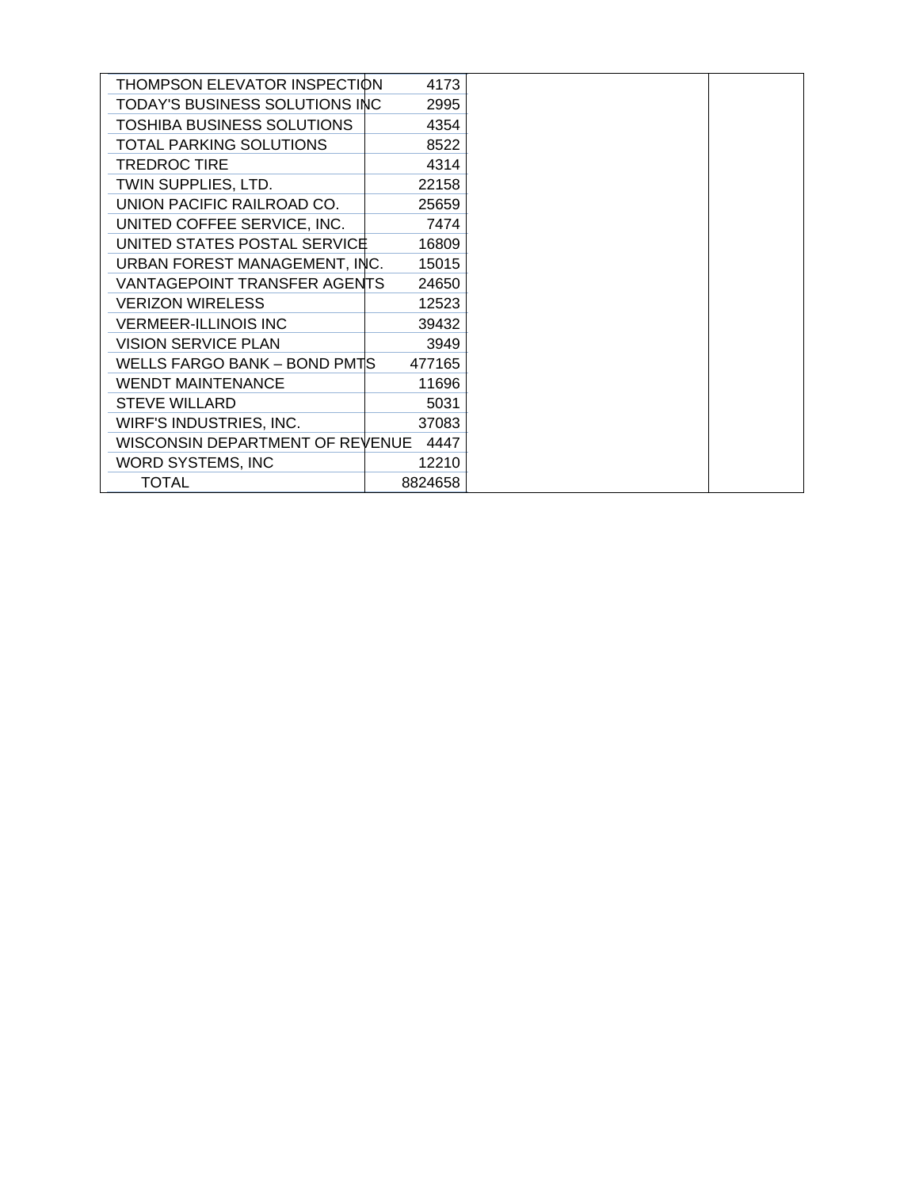| | | | |
|---|---|---|---|
| THOMPSON ELEVATOR INSPECTION | 4173 | | |
| TODAY'S BUSINESS SOLUTIONS INC | 2995 | | |
| TOSHIBA BUSINESS SOLUTIONS | 4354 | | |
| TOTAL PARKING SOLUTIONS | 8522 | | |
| TREDROC TIRE | 4314 | | |
| TWIN SUPPLIES, LTD. | 22158 | | |
| UNION PACIFIC RAILROAD CO. | 25659 | | |
| UNITED COFFEE SERVICE, INC. | 7474 | | |
| UNITED STATES POSTAL SERVICE | 16809 | | |
| URBAN FOREST MANAGEMENT, INC. | 15015 | | |
| VANTAGEPOINT TRANSFER AGENTS | 24650 | | |
| VERIZON WIRELESS | 12523 | | |
| VERMEER-ILLINOIS INC | 39432 | | |
| VISION SERVICE PLAN | 3949 | | |
| WELLS FARGO BANK – BOND PMTS | 477165 | | |
| WENDT MAINTENANCE | 11696 | | |
| STEVE WILLARD | 5031 | | |
| WIRF'S INDUSTRIES, INC. | 37083 | | |
| WISCONSIN DEPARTMENT OF REVENUE | 4447 | | |
| WORD SYSTEMS, INC | 12210 | | |
| TOTAL | 8824658 | | |